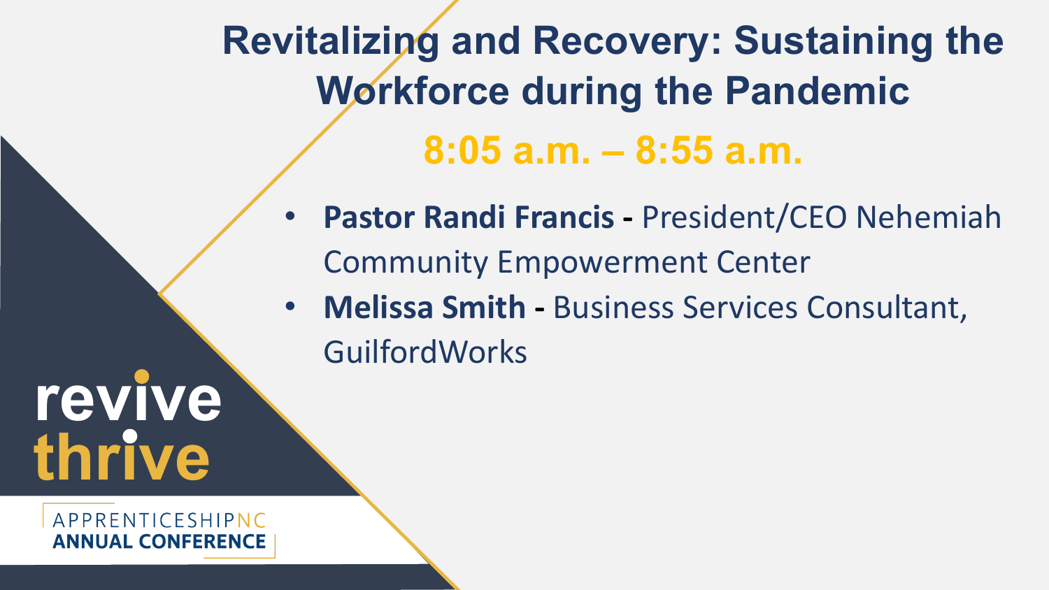# Revitalizing and Recovery: Sustaining the Workforce during the Pandemic

## 8:05 a.m. – 8:55 a.m.

- **Pastor Randi Francis -** President/CEO Nehemiah Community Empowerment Center
- **Melissa Smith -** Business Services Consultant, GuilfordWorks

revive
thrive

APPRENTICESHIPNC
ANNUAL CONFERENCE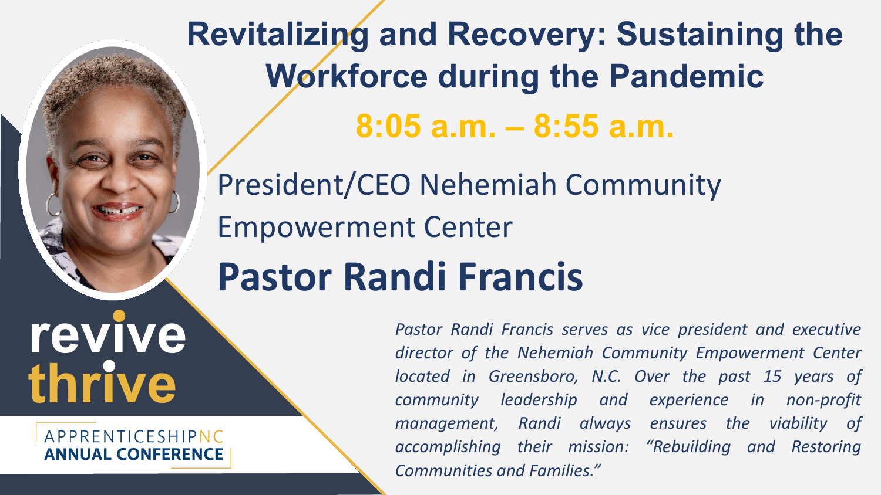# Revitalizing and Recovery: Sustaining the Workforce during the Pandemic

**8:05 a.m. – 8:55 a.m.**

President/CEO Nehemiah Community Empowerment Center

## Pastor Randi Francis

*Pastor Randi Francis serves as vice president and executive director of the Nehemiah Community Empowerment Center located in Greensboro, N.C. Over the past 15 years of community leadership and experience in non-profit management, Randi always ensures the viability of accomplishing their mission: "Rebuilding and Restoring Communities and Families."*

revive thrive

APPRENTICESHIPNC
**ANNUAL CONFERENCE**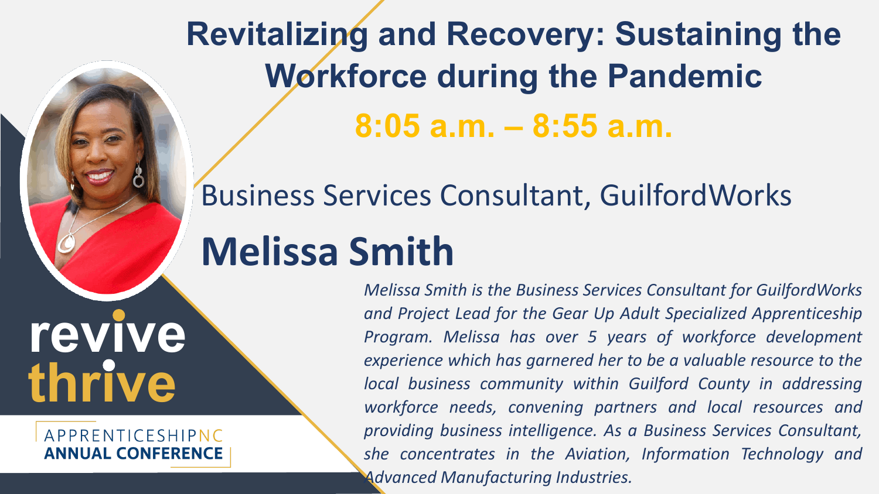# Revitalizing and Recovery: Sustaining the Workforce during the Pandemic

**8:05 a.m. – 8:55 a.m.**

Business Services Consultant, GuilfordWorks

## Melissa Smith

*Melissa Smith is the Business Services Consultant for GuilfordWorks and Project Lead for the Gear Up Adult Specialized Apprenticeship Program. Melissa has over 5 years of workforce development experience which has garnered her to be a valuable resource to the local business community within Guilford County in addressing workforce needs, convening partners and local resources and providing business intelligence. As a Business Services Consultant, she concentrates in the Aviation, Information Technology and Advanced Manufacturing Industries.*

revive thrive

APPRENTICESHIPNC ANNUAL CONFERENCE